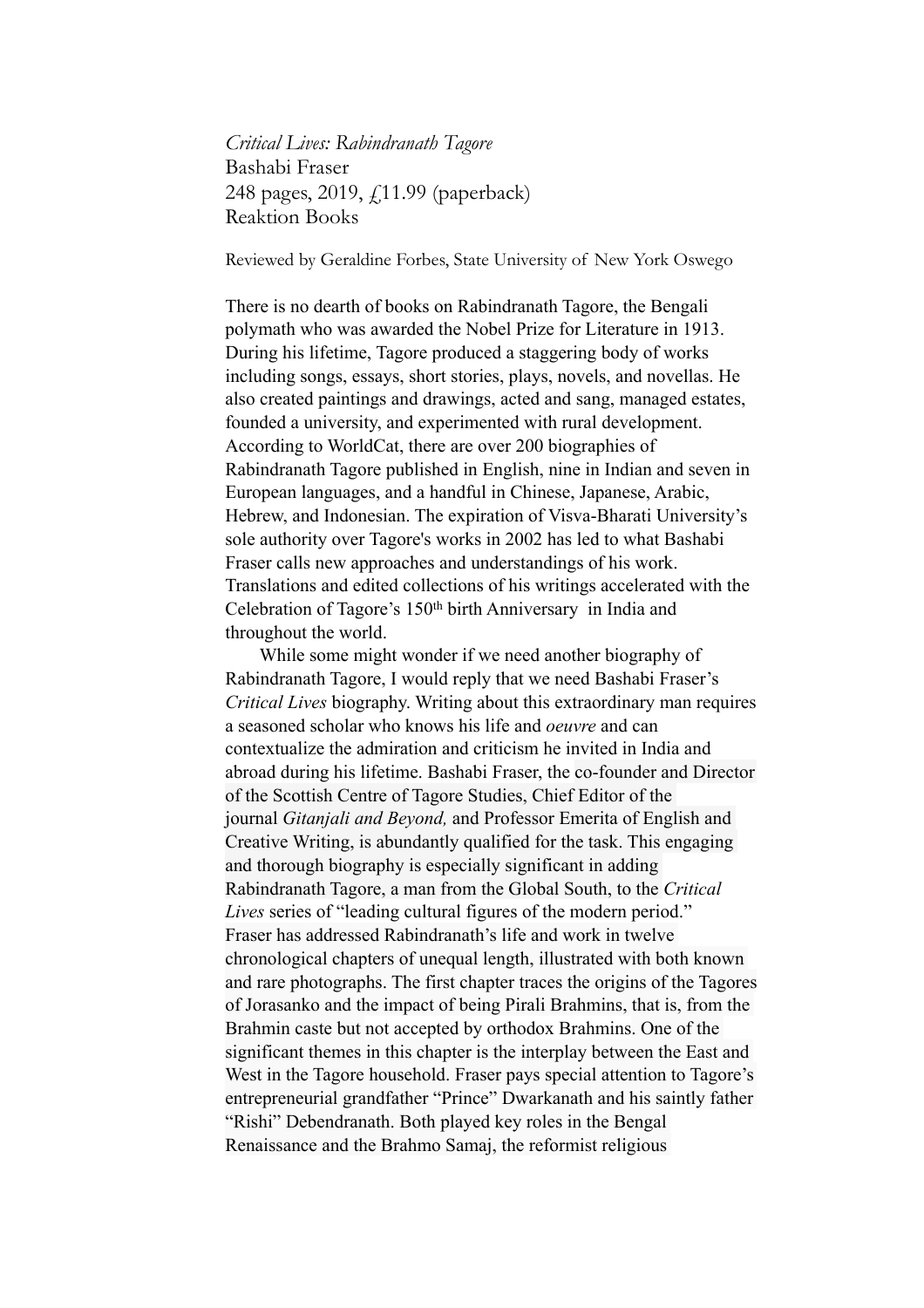*Critical Lives: Rabindranath Tagore*
Bashabi Fraser
248 pages, 2019, £11.99 (paperback)
Reaktion Books

Reviewed by Geraldine Forbes, State University of New York Oswego

There is no dearth of books on Rabindranath Tagore, the Bengali polymath who was awarded the Nobel Prize for Literature in 1913. During his lifetime, Tagore produced a staggering body of works including songs, essays, short stories, plays, novels, and novellas. He also created paintings and drawings, acted and sang, managed estates, founded a university, and experimented with rural development. According to WorldCat, there are over 200 biographies of Rabindranath Tagore published in English, nine in Indian and seven in European languages, and a handful in Chinese, Japanese, Arabic, Hebrew, and Indonesian. The expiration of Visva-Bharati University's sole authority over Tagore's works in 2002 has led to what Bashabi Fraser calls new approaches and understandings of his work. Translations and edited collections of his writings accelerated with the Celebration of Tagore's 150th birth Anniversary in India and throughout the world.

While some might wonder if we need another biography of Rabindranath Tagore, I would reply that we need Bashabi Fraser's *Critical Lives* biography. Writing about this extraordinary man requires a seasoned scholar who knows his life and *oeuvre* and can contextualize the admiration and criticism he invited in India and abroad during his lifetime. Bashabi Fraser, the co-founder and Director of the Scottish Centre of Tagore Studies, Chief Editor of the journal *Gitanjali and Beyond,* and Professor Emerita of English and Creative Writing, is abundantly qualified for the task. This engaging and thorough biography is especially significant in adding Rabindranath Tagore, a man from the Global South, to the *Critical Lives* series of "leading cultural figures of the modern period." Fraser has addressed Rabindranath's life and work in twelve chronological chapters of unequal length, illustrated with both known and rare photographs. The first chapter traces the origins of the Tagores of Jorasanko and the impact of being Pirali Brahmins, that is, from the Brahmin caste but not accepted by orthodox Brahmins. One of the significant themes in this chapter is the interplay between the East and West in the Tagore household. Fraser pays special attention to Tagore's entrepreneurial grandfather "Prince" Dwarkanath and his saintly father "Rishi" Debendranath. Both played key roles in the Bengal Renaissance and the Brahmo Samaj, the reformist religious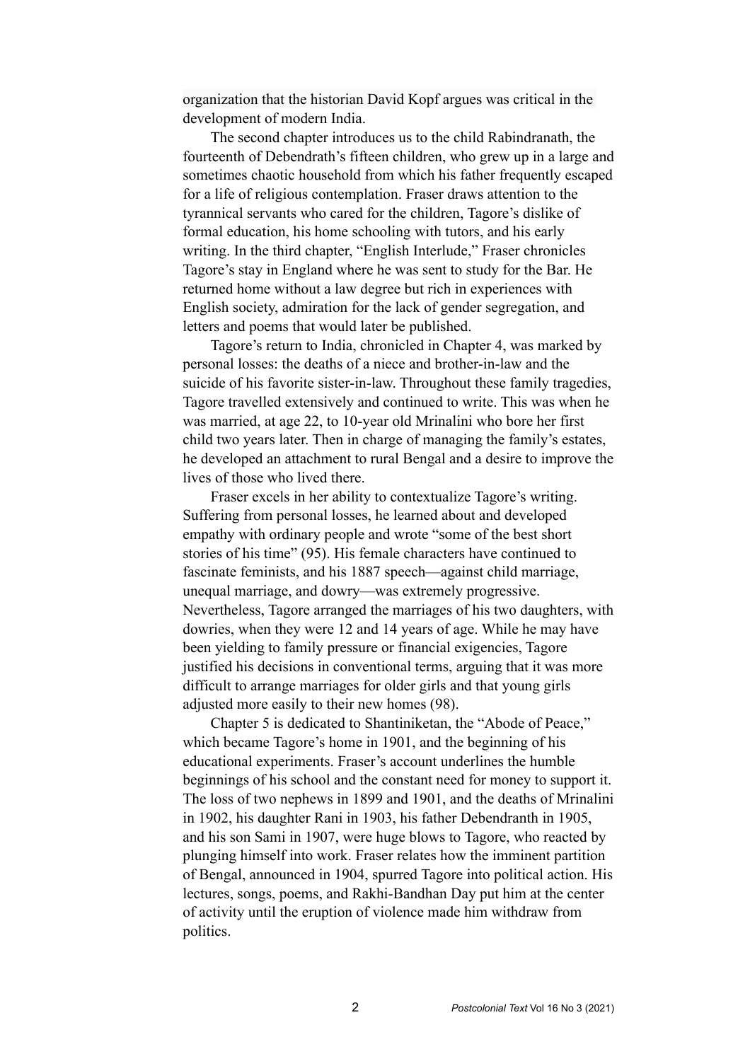organization that the historian David Kopf argues was critical in the development of modern India.

The second chapter introduces us to the child Rabindranath, the fourteenth of Debendrath's fifteen children, who grew up in a large and sometimes chaotic household from which his father frequently escaped for a life of religious contemplation. Fraser draws attention to the tyrannical servants who cared for the children, Tagore's dislike of formal education, his home schooling with tutors, and his early writing. In the third chapter, "English Interlude," Fraser chronicles Tagore's stay in England where he was sent to study for the Bar. He returned home without a law degree but rich in experiences with English society, admiration for the lack of gender segregation, and letters and poems that would later be published.

Tagore's return to India, chronicled in Chapter 4, was marked by personal losses: the deaths of a niece and brother-in-law and the suicide of his favorite sister-in-law. Throughout these family tragedies, Tagore travelled extensively and continued to write. This was when he was married, at age 22, to 10-year old Mrinalini who bore her first child two years later. Then in charge of managing the family's estates, he developed an attachment to rural Bengal and a desire to improve the lives of those who lived there.

Fraser excels in her ability to contextualize Tagore's writing. Suffering from personal losses, he learned about and developed empathy with ordinary people and wrote "some of the best short stories of his time" (95). His female characters have continued to fascinate feminists, and his 1887 speech—against child marriage, unequal marriage, and dowry—was extremely progressive. Nevertheless, Tagore arranged the marriages of his two daughters, with dowries, when they were 12 and 14 years of age. While he may have been yielding to family pressure or financial exigencies, Tagore justified his decisions in conventional terms, arguing that it was more difficult to arrange marriages for older girls and that young girls adjusted more easily to their new homes (98).

Chapter 5 is dedicated to Shantiniketan, the "Abode of Peace," which became Tagore's home in 1901, and the beginning of his educational experiments. Fraser's account underlines the humble beginnings of his school and the constant need for money to support it. The loss of two nephews in 1899 and 1901, and the deaths of Mrinalini in 1902, his daughter Rani in 1903, his father Debendranth in 1905, and his son Sami in 1907, were huge blows to Tagore, who reacted by plunging himself into work. Fraser relates how the imminent partition of Bengal, announced in 1904, spurred Tagore into political action. His lectures, songs, poems, and Rakhi-Bandhan Day put him at the center of activity until the eruption of violence made him withdraw from politics.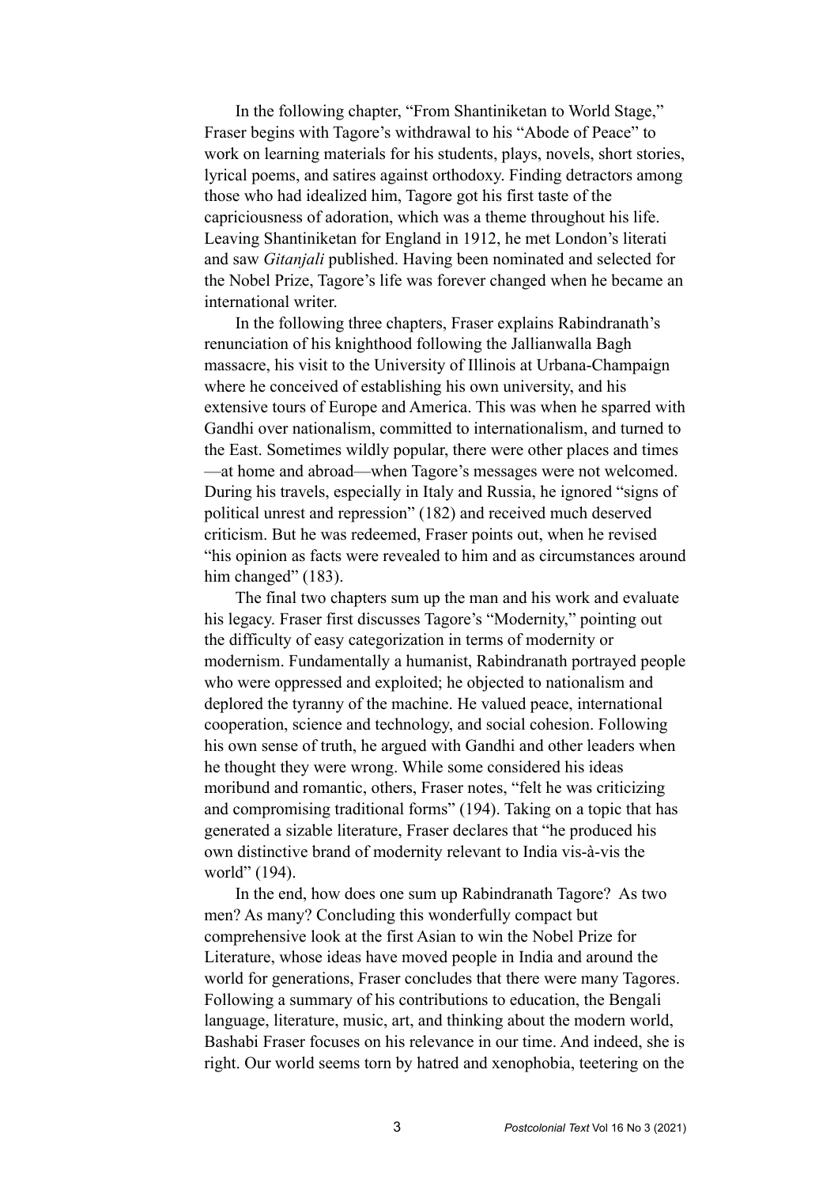In the following chapter, "From Shantiniketan to World Stage," Fraser begins with Tagore's withdrawal to his "Abode of Peace" to work on learning materials for his students, plays, novels, short stories, lyrical poems, and satires against orthodoxy. Finding detractors among those who had idealized him, Tagore got his first taste of the capriciousness of adoration, which was a theme throughout his life. Leaving Shantiniketan for England in 1912, he met London's literati and saw *Gitanjali* published. Having been nominated and selected for the Nobel Prize, Tagore's life was forever changed when he became an international writer.

In the following three chapters, Fraser explains Rabindranath's renunciation of his knighthood following the Jallianwalla Bagh massacre, his visit to the University of Illinois at Urbana-Champaign where he conceived of establishing his own university, and his extensive tours of Europe and America. This was when he sparred with Gandhi over nationalism, committed to internationalism, and turned to the East. Sometimes wildly popular, there were other places and times—at home and abroad—when Tagore's messages were not welcomed. During his travels, especially in Italy and Russia, he ignored "signs of political unrest and repression" (182) and received much deserved criticism. But he was redeemed, Fraser points out, when he revised "his opinion as facts were revealed to him and as circumstances around him changed" (183).

The final two chapters sum up the man and his work and evaluate his legacy. Fraser first discusses Tagore's "Modernity," pointing out the difficulty of easy categorization in terms of modernity or modernism. Fundamentally a humanist, Rabindranath portrayed people who were oppressed and exploited; he objected to nationalism and deplored the tyranny of the machine. He valued peace, international cooperation, science and technology, and social cohesion. Following his own sense of truth, he argued with Gandhi and other leaders when he thought they were wrong. While some considered his ideas moribund and romantic, others, Fraser notes, "felt he was criticizing and compromising traditional forms" (194). Taking on a topic that has generated a sizable literature, Fraser declares that "he produced his own distinctive brand of modernity relevant to India vis-à-vis the world" (194).

In the end, how does one sum up Rabindranath Tagore? As two men? As many? Concluding this wonderfully compact but comprehensive look at the first Asian to win the Nobel Prize for Literature, whose ideas have moved people in India and around the world for generations, Fraser concludes that there were many Tagores. Following a summary of his contributions to education, the Bengali language, literature, music, art, and thinking about the modern world, Bashabi Fraser focuses on his relevance in our time. And indeed, she is right. Our world seems torn by hatred and xenophobia, teetering on the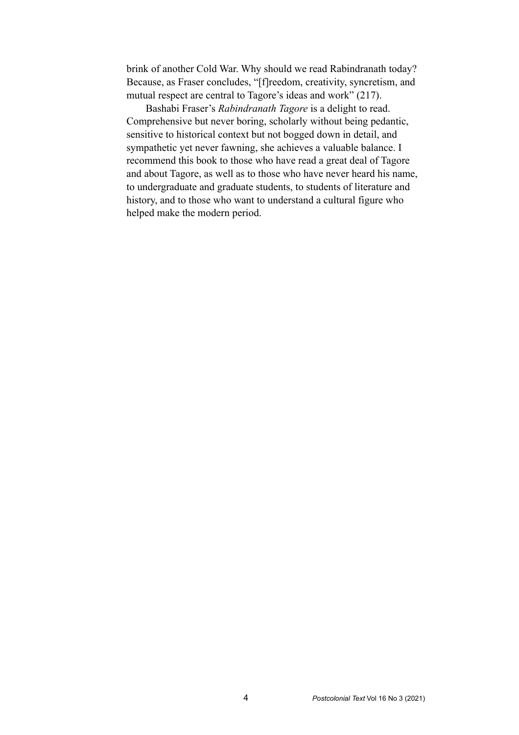brink of another Cold War. Why should we read Rabindranath today? Because, as Fraser concludes, "[f]reedom, creativity, syncretism, and mutual respect are central to Tagore's ideas and work" (217).

Bashabi Fraser's *Rabindranath Tagore* is a delight to read. Comprehensive but never boring, scholarly without being pedantic, sensitive to historical context but not bogged down in detail, and sympathetic yet never fawning, she achieves a valuable balance. I recommend this book to those who have read a great deal of Tagore and about Tagore, as well as to those who have never heard his name, to undergraduate and graduate students, to students of literature and history, and to those who want to understand a cultural figure who helped make the modern period.